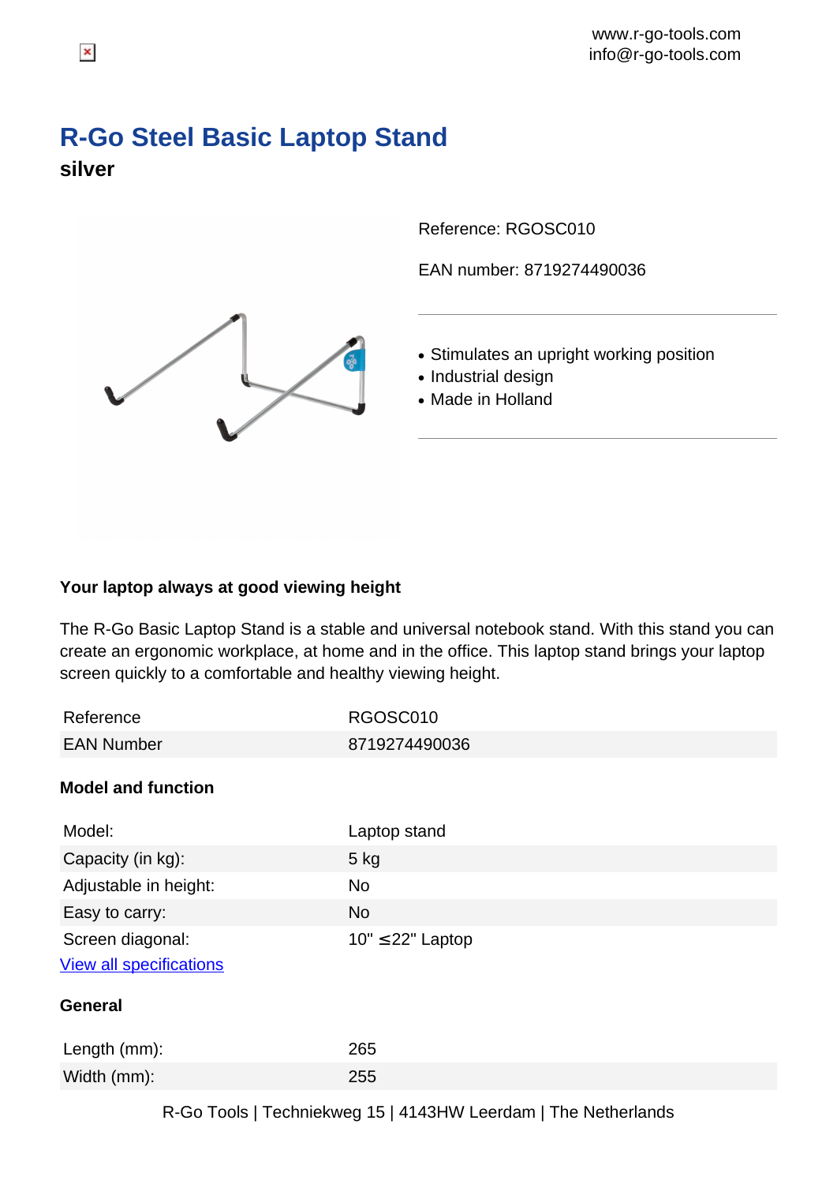www.r-go-tools.com
info@r-go-tools.com

# R-Go Steel Basic Laptop Stand

**silver**

Reference: RGOSC010

EAN number: 8719274490036

- Stimulates an upright working position
- Industrial design
- Made in Holland

### Your laptop always at good viewing height

The R-Go Basic Laptop Stand is a stable and universal notebook stand. With this stand you can create an ergonomic workplace, at home and in the office. This laptop stand brings your laptop screen quickly to a comfortable and healthy viewing height.

| Reference | RGOSC010 |
|---|---|
| EAN Number | 8719274490036 |

### Model and function

| Model: | Laptop stand |
|---|---|
| Capacity (in kg): | 5 kg |
| Adjustable in height: | No |
| Easy to carry: | No |
| Screen diagonal: | 10" ≤22" Laptop |

[View all specifications]

### General

| Length (mm): | 265 |
|---|---|
| Width (mm): | 255 |

R-Go Tools | Techniekweg 15 | 4143HW Leerdam | The Netherlands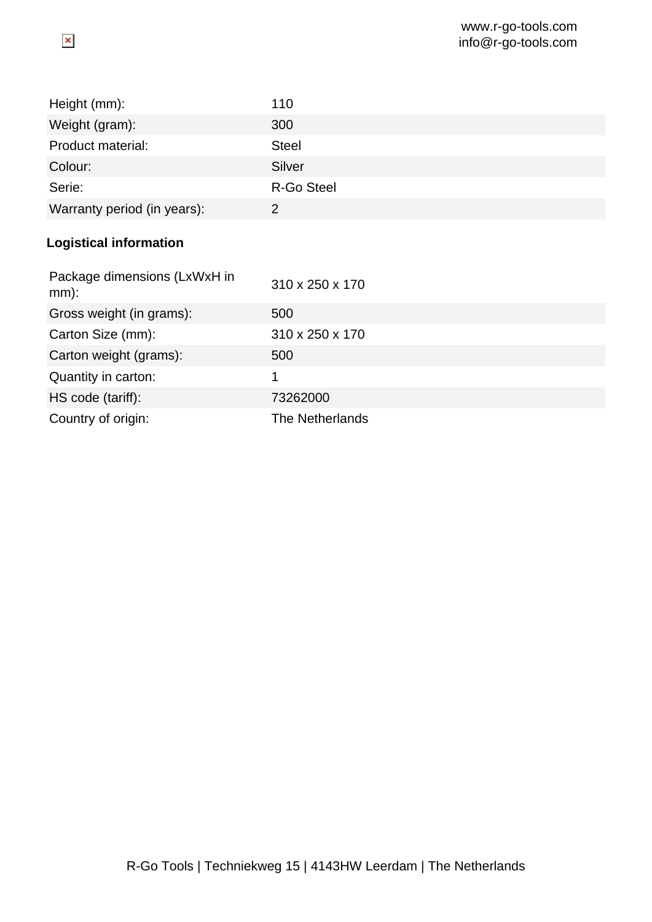| | |
|---|---|
| Height (mm): | 110 |
| Weight (gram): | 300 |
| Product material: | Steel |
| Colour: | Silver |
| Serie: | R-Go Steel |
| Warranty period (in years): | 2 |

### Logistical information

| | |
|---|---|
| Package dimensions (LxWxH in mm): | 310 x 250 x 170 |
| Gross weight (in grams): | 500 |
| Carton Size (mm): | 310 x 250 x 170 |
| Carton weight (grams): | 500 |
| Quantity in carton: | 1 |
| HS code (tariff): | 73262000 |
| Country of origin: | The Netherlands |